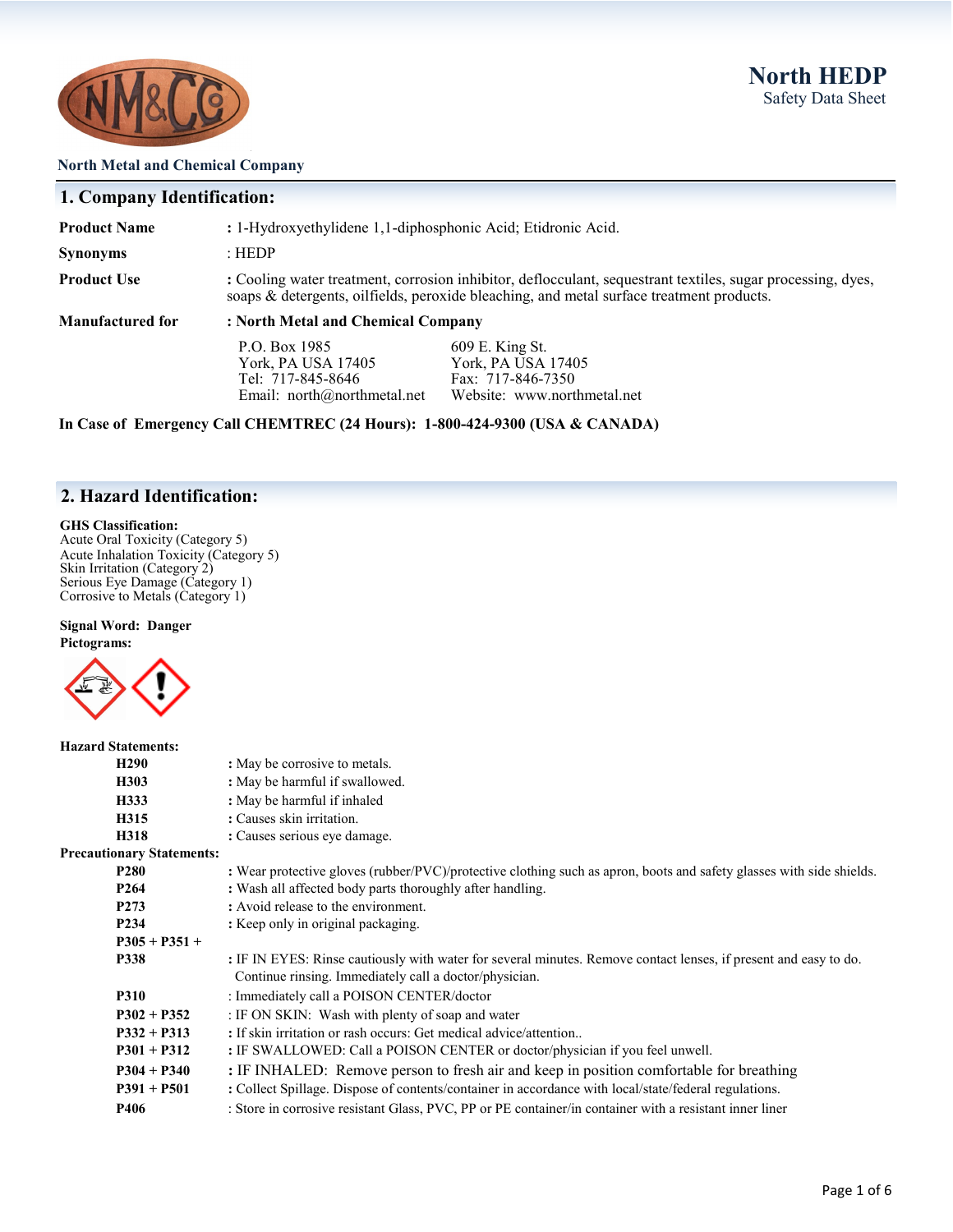North Metal and Chemical Company

# North HEDP
Safety Data Sheet

## 1. Company Identification:

**Product Name** : 1-Hydroxyethylidene 1,1-diphosphonic Acid; Etidronic Acid.

**Synonyms** : HEDP

**Product Use** : Cooling water treatment, corrosion inhibitor, deflocculant, sequestrant textiles, sugar processing, dyes, soaps & detergents, oilfields, peroxide bleaching, and metal surface treatment products.

**Manufactured for** : **North Metal and Chemical Company**

P.O. Box 1985
York, PA USA 17405
Tel: 717-845-8646
Email: north@northmetal.net

609 E. King St.
York, PA USA 17405
Fax: 717-846-7350
Website: www.northmetal.net

**In Case of Emergency Call CHEMTREC (24 Hours): 1-800-424-9300 (USA & CANADA)**

## 2. Hazard Identification:

**GHS Classification:**
Acute Oral Toxicity (Category 5)
Acute Inhalation Toxicity (Category 5)
Skin Irritation (Category 2)
Serious Eye Damage (Category 1)
Corrosive to Metals (Category 1)

**Signal Word: Danger**

**Pictograms:**

**Hazard Statements:**

| | |
|---|---|
| **H290** | : May be corrosive to metals. |
| **H303** | : May be harmful if swallowed. |
| **H333** | : May be harmful if inhaled |
| **H315** | : Causes skin irritation. |
| **H318** | : Causes serious eye damage. |

**Precautionary Statements:**

| | |
|---|---|
| **P280** | : Wear protective gloves (rubber/PVC)/protective clothing such as apron, boots and safety glasses with side shields. |
| **P264** | : Wash all affected body parts thoroughly after handling. |
| **P273** | : Avoid release to the environment. |
| **P234** | : Keep only in original packaging. |
| **P305 + P351 + P338** | : IF IN EYES: Rinse cautiously with water for several minutes. Remove contact lenses, if present and easy to do. Continue rinsing. Immediately call a doctor/physician. |
| **P310** | : Immediately call a POISON CENTER/doctor |
| **P302 + P352** | : IF ON SKIN: Wash with plenty of soap and water |
| **P332 + P313** | : If skin irritation or rash occurs: Get medical advice/attention.. |
| **P301 + P312** | : IF SWALLOWED: Call a POISON CENTER or doctor/physician if you feel unwell. |
| **P304 + P340** | : IF INHALED: Remove person to fresh air and keep in position comfortable for breathing |
| **P391 + P501** | : Collect Spillage. Dispose of contents/container in accordance with local/state/federal regulations. |
| **P406** | : Store in corrosive resistant Glass, PVC, PP or PE container/in container with a resistant inner liner |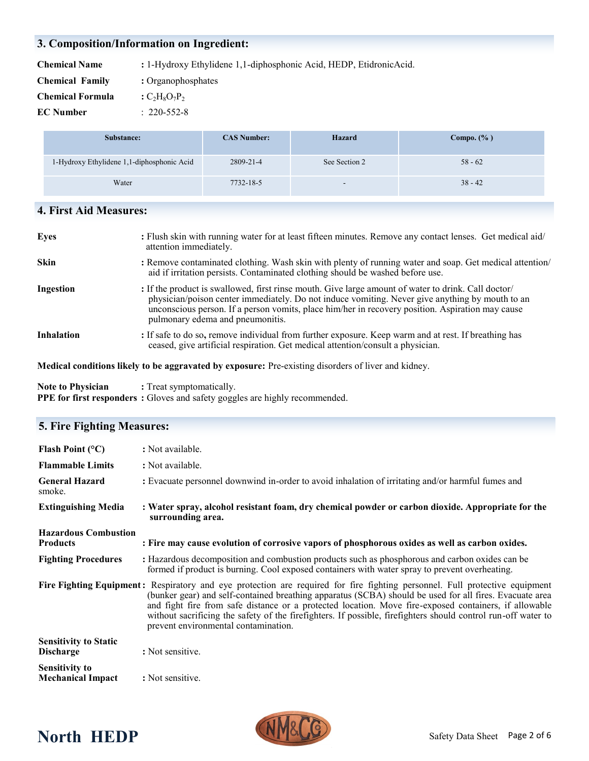## 3. Composition/Information on Ingredient:

**Chemical Name** : 1-Hydroxy Ethylidene 1,1-diphosphonic Acid, HEDP, EtidronicAcid.

**Chemical Family** : Organophosphates

**Chemical Formula** : $C_2H_8O_7P_2$

**EC Number** : 220-552-8

| Substance: | CAS Number: | Hazard | Compo. (% ) |
|---|---|---|---|
| 1-Hydroxy Ethylidene 1,1-diphosphonic Acid | 2809-21-4 | See Section 2 | 58 - 62 |
| Water | 7732-18-5 | - | 38 - 42 |

## 4. First Aid Measures:

**Eyes** : Flush skin with running water for at least fifteen minutes. Remove any contact lenses. Get medical aid/ attention immediately.

**Skin** : Remove contaminated clothing. Wash skin with plenty of running water and soap. Get medical attention/ aid if irritation persists. Contaminated clothing should be washed before use.

**Ingestion** : If the product is swallowed, first rinse mouth. Give large amount of water to drink. Call doctor/ physician/poison center immediately. Do not induce vomiting. Never give anything by mouth to an unconscious person. If a person vomits, place him/her in recovery position. Aspiration may cause pulmonary edema and pneumonitis.

**Inhalation** : If safe to do so, remove individual from further exposure. Keep warm and at rest. If breathing has ceased, give artificial respiration. Get medical attention/consult a physician.

**Medical conditions likely to be aggravated by exposure:** Pre-existing disorders of liver and kidney.

**Note to Physician** : Treat symptomatically.
**PPE for first responders :** Gloves and safety goggles are highly recommended.

## 5. Fire Fighting Measures:

**Flash Point (°C)** : Not available.

**Flammable Limits** : Not available.

**General Hazard** : Evacuate personnel downwind in-order to avoid inhalation of irritating and/or harmful fumes and smoke.

**Extinguishing Media** : **Water spray, alcohol resistant foam, dry chemical powder or carbon dioxide. Appropriate for the surrounding area.**

**Hazardous Combustion Products** : **Fire may cause evolution of corrosive vapors of phosphorous oxides as well as carbon oxides.**

**Fighting Procedures** : Hazardous decomposition and combustion products such as phosphorous and carbon oxides can be formed if product is burning. Cool exposed containers with water spray to prevent overheating.

**Fire Fighting Equipment :** Respiratory and eye protection are required for fire fighting personnel. Full protective equipment (bunker gear) and self-contained breathing apparatus (SCBA) should be used for all fires. Evacuate area and fight fire from safe distance or a protected location. Move fire-exposed containers, if allowable without sacrificing the safety of the firefighters. If possible, firefighters should control run-off water to prevent environmental contamination.

**Sensitivity to Static Discharge** : Not sensitive.

**Sensitivity to Mechanical Impact** : Not sensitive.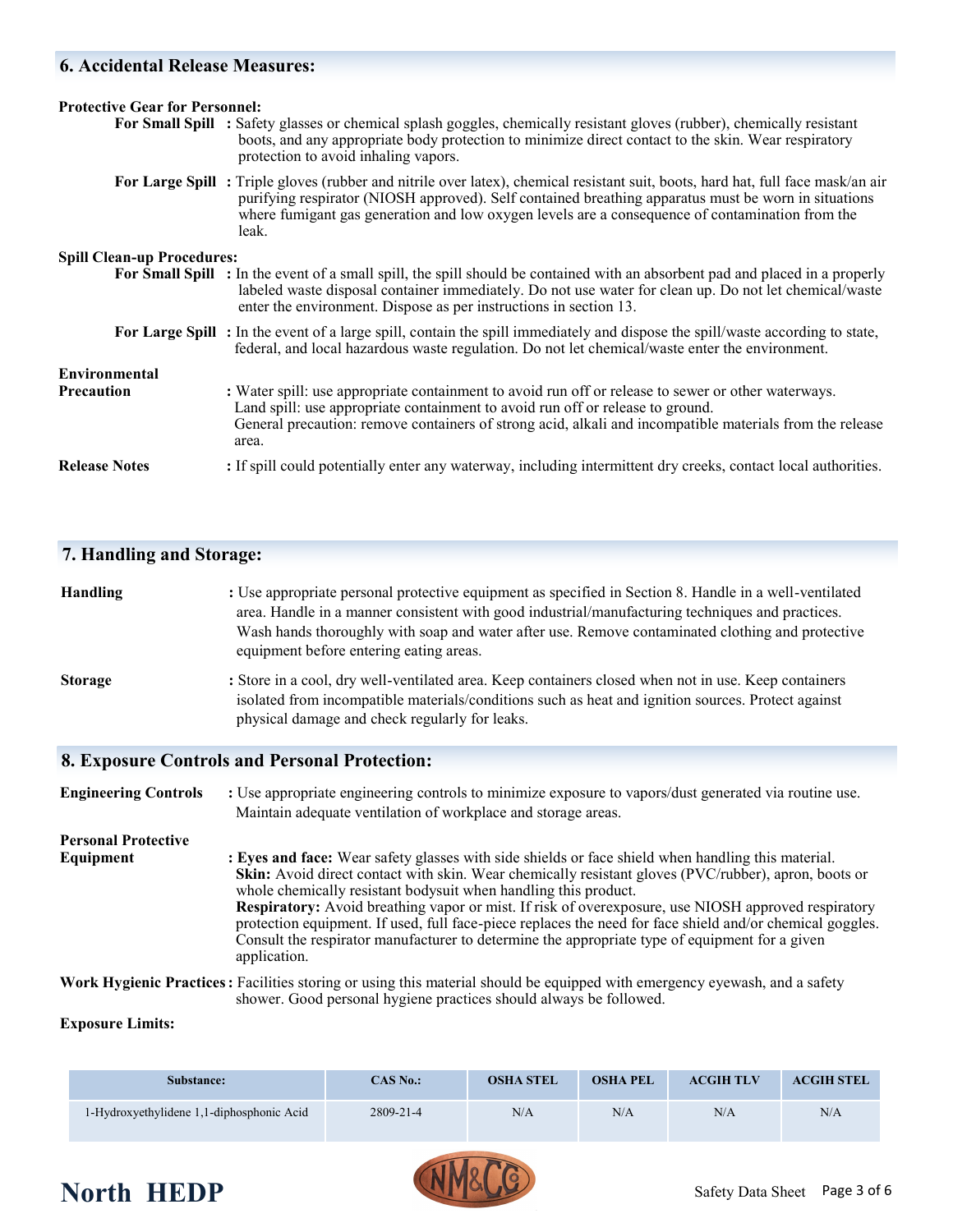## 6. Accidental Release Measures:

**Protective Gear for Personnel:**

**For Small Spill** : Safety glasses or chemical splash goggles, chemically resistant gloves (rubber), chemically resistant boots, and any appropriate body protection to minimize direct contact to the skin. Wear respiratory protection to avoid inhaling vapors.

**For Large Spill** : Triple gloves (rubber and nitrile over latex), chemical resistant suit, boots, hard hat, full face mask/an air purifying respirator (NIOSH approved). Self contained breathing apparatus must be worn in situations where fumigant gas generation and low oxygen levels are a consequence of contamination from the leak.

**Spill Clean-up Procedures:**

**For Small Spill** : In the event of a small spill, the spill should be contained with an absorbent pad and placed in a properly labeled waste disposal container immediately. Do not use water for clean up. Do not let chemical/waste enter the environment. Dispose as per instructions in section 13.

**For Large Spill** : In the event of a large spill, contain the spill immediately and dispose the spill/waste according to state, federal, and local hazardous waste regulation. Do not let chemical/waste enter the environment.

**Environmental Precaution** : Water spill: use appropriate containment to avoid run off or release to sewer or other waterways.
Land spill: use appropriate containment to avoid run off or release to ground.
General precaution: remove containers of strong acid, alkali and incompatible materials from the release area.

**Release Notes** : If spill could potentially enter any waterway, including intermittent dry creeks, contact local authorities.

## 7. Handling and Storage:

**Handling** : Use appropriate personal protective equipment as specified in Section 8. Handle in a well-ventilated area. Handle in a manner consistent with good industrial/manufacturing techniques and practices. Wash hands thoroughly with soap and water after use. Remove contaminated clothing and protective equipment before entering eating areas.

**Storage** : Store in a cool, dry well-ventilated area. Keep containers closed when not in use. Keep containers isolated from incompatible materials/conditions such as heat and ignition sources. Protect against physical damage and check regularly for leaks.

## 8. Exposure Controls and Personal Protection:

**Engineering Controls** : Use appropriate engineering controls to minimize exposure to vapors/dust generated via routine use. Maintain adequate ventilation of workplace and storage areas.

**Personal Protective Equipment** : **Eyes and face:** Wear safety glasses with side shields or face shield when handling this material.
**Skin:** Avoid direct contact with skin. Wear chemically resistant gloves (PVC/rubber), apron, boots or whole chemically resistant bodysuit when handling this product.
**Respiratory:** Avoid breathing vapor or mist. If risk of overexposure, use NIOSH approved respiratory protection equipment. If used, full face-piece replaces the need for face shield and/or chemical goggles. Consult the respirator manufacturer to determine the appropriate type of equipment for a given application.

**Work Hygienic Practices** : Facilities storing or using this material should be equipped with emergency eyewash, and a safety shower. Good personal hygiene practices should always be followed.

**Exposure Limits:**

| Substance: | CAS No.: | OSHA STEL | OSHA PEL | ACGIH TLV | ACGIH STEL |
|---|---|---|---|---|---|
| 1-Hydroxyethylidene 1,1-diphosphonic Acid | 2809-21-4 | N/A | N/A | N/A | N/A |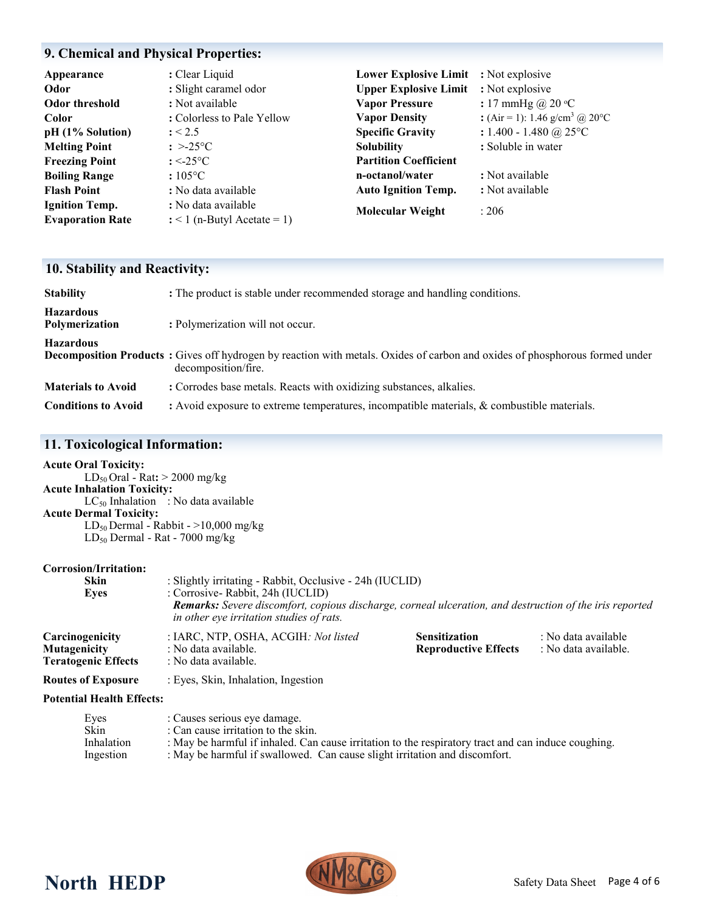## 9. Chemical and Physical Properties:

| Property | Value | Property | Value |
|---|---|---|---|
| **Appearance** | : Clear Liquid | **Lower Explosive Limit** | : Not explosive |
| **Odor** | : Slight caramel odor | **Upper Explosive Limit** | : Not explosive |
| **Odor threshold** | : Not available | **Vapor Pressure** | : 17 mmHg @ 20 °C |
| **Color** | : Colorless to Pale Yellow | **Vapor Density** | : (Air = 1): 1.46 g/cm$^3$ @ 20°C |
| **pH (1% Solution)** | : < 2.5 | **Specific Gravity** | : 1.400 - 1.480 @ 25°C |
| **Melting Point** | : >-25°C | **Solubility** | : Soluble in water |
| **Freezing Point** | : <-25°C | **Partition Coefficient n-octanol/water** | : Not available |
| **Boiling Range** | : 105°C | **Auto Ignition Temp.** | : Not available |
| **Flash Point** | : No data available | **Molecular Weight** | : 206 |
| **Ignition Temp.** | : No data available | | |
| **Evaporation Rate** | : < 1 (n-Butyl Acetate = 1) | | |

## 10. Stability and Reactivity:

**Stability** : The product is stable under recommended storage and handling conditions.

**Hazardous Polymerization** : Polymerization will not occur.

**Hazardous Decomposition Products** : Gives off hydrogen by reaction with metals. Oxides of carbon and oxides of phosphorous formed under decomposition/fire.

**Materials to Avoid** : Corrodes base metals. Reacts with oxidizing substances, alkalies.

**Conditions to Avoid** : Avoid exposure to extreme temperatures, incompatible materials, & combustible materials.

## 11. Toxicological Information:

**Acute Oral Toxicity:**
$LD_{50}$ Oral - Rat**:** > 2000 mg/kg

**Acute Inhalation Toxicity:**
$LC_{50}$ Inhalation : No data available

**Acute Dermal Toxicity:**
$LD_{50}$ Dermal - Rabbit - >10,000 mg/kg
$LD_{50}$ Dermal - Rat - 7000 mg/kg

**Corrosion/Irritation:**

**Skin** : Slightly irritating - Rabbit, Occlusive - 24h (IUCLID)

**Eyes** : Corrosive- Rabbit, 24h (IUCLID)
***Remarks:*** *Severe discomfort, copious discharge, corneal ulceration, and destruction of the iris reported in other eye irritation studies of rats.*

**Carcinogenicity** : IARC, NTP, OSHA, ACGIH*: Not listed*

**Mutagenicity** : No data available.

**Teratogenic Effects** : No data available.

**Sensitization** : No data available

**Reproductive Effects** : No data available.

**Routes of Exposure** : Eyes, Skin, Inhalation, Ingestion

**Potential Health Effects:**

Eyes : Causes serious eye damage.
Skin : Can cause irritation to the skin.
Inhalation : May be harmful if inhaled. Can cause irritation to the respiratory tract and can induce coughing.
Ingestion : May be harmful if swallowed. Can cause slight irritation and discomfort.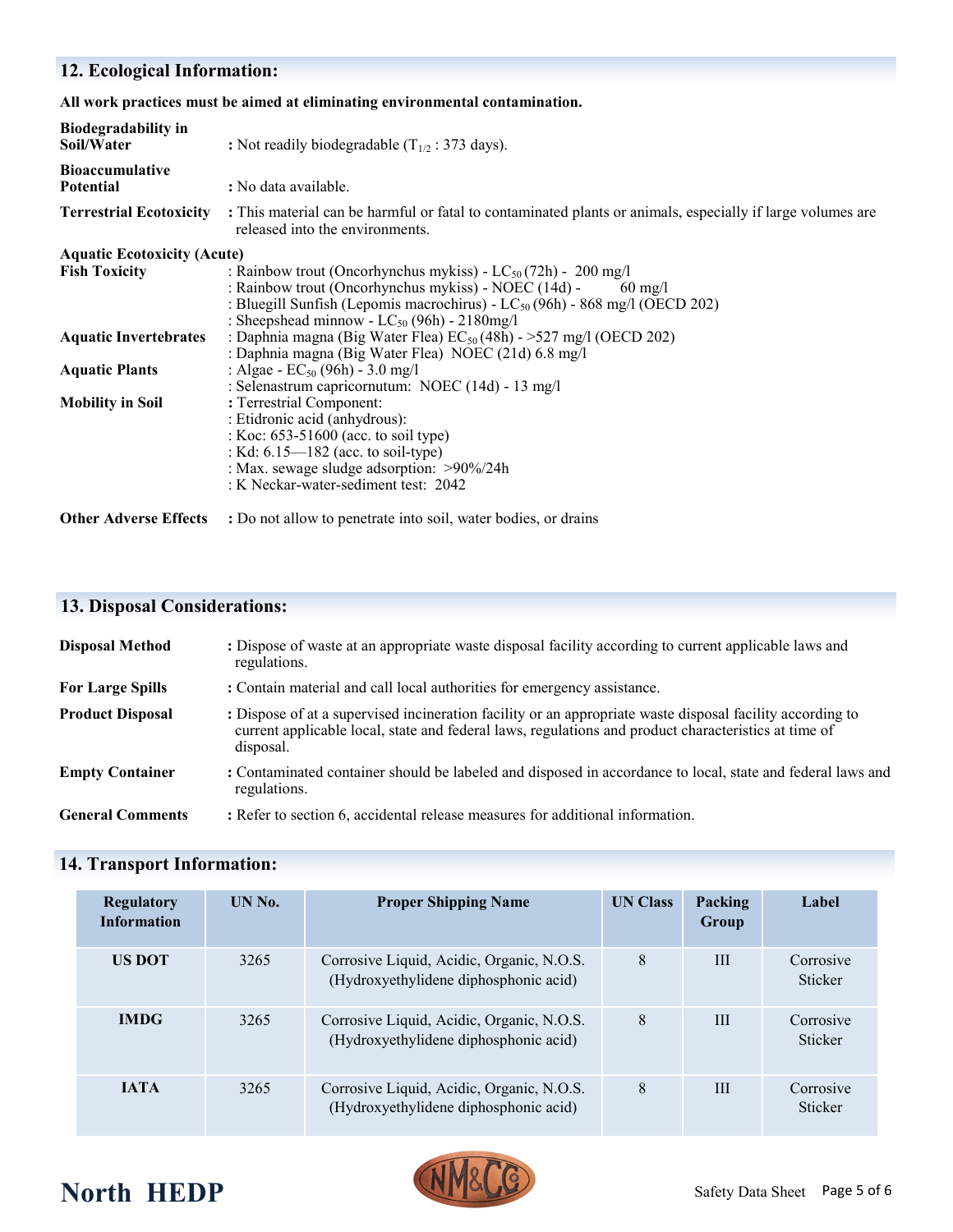## 12. Ecological Information:

**All work practices must be aimed at eliminating environmental contamination.**

**Biodegradability in Soil/Water** : Not readily biodegradable ($T_{1/2}$ : 373 days).

**Bioaccumulative Potential** : No data available.

**Terrestrial Ecotoxicity** : This material can be harmful or fatal to contaminated plants or animals, especially if large volumes are released into the environments.

**Aquatic Ecotoxicity (Acute)**

**Fish Toxicity**
: Rainbow trout (Oncorhynchus mykiss) - $LC_{50}$ (72h) - 200 mg/l
: Rainbow trout (Oncorhynchus mykiss) - NOEC (14d) - 60 mg/l
: Bluegill Sunfish (Lepomis macrochirus) - $LC_{50}$ (96h) - 868 mg/l (OECD 202)
: Sheepshead minnow - $LC_{50}$ (96h) - 2180mg/l

**Aquatic Invertebrates**
: Daphnia magna (Big Water Flea) $EC_{50}$ (48h) - >527 mg/l (OECD 202)
: Daphnia magna (Big Water Flea) NOEC (21d) 6.8 mg/l

**Aquatic Plants**
: Algae - $EC_{50}$ (96h) - 3.0 mg/l
: Selenastrum capricornutum: NOEC (14d) - 13 mg/l

**Mobility in Soil**
: Terrestrial Component:
: Etidronic acid (anhydrous):
: Koc: 653-51600 (acc. to soil type)
: Kd: 6.15—182 (acc. to soil-type)
: Max. sewage sludge adsorption: >90%/24h
: K Neckar-water-sediment test: 2042

**Other Adverse Effects** : Do not allow to penetrate into soil, water bodies, or drains

## 13. Disposal Considerations:

**Disposal Method** : Dispose of waste at an appropriate waste disposal facility according to current applicable laws and regulations.

**For Large Spills** : Contain material and call local authorities for emergency assistance.

**Product Disposal** : Dispose of at a supervised incineration facility or an appropriate waste disposal facility according to current applicable local, state and federal laws, regulations and product characteristics at time of disposal.

**Empty Container** : Contaminated container should be labeled and disposed in accordance to local, state and federal laws and regulations.

**General Comments** : Refer to section 6, accidental release measures for additional information.

## 14. Transport Information:

| Regulatory Information | UN No. | Proper Shipping Name | UN Class | Packing Group | Label |
|---|---|---|---|---|---|
| **US DOT** | 3265 | Corrosive Liquid, Acidic, Organic, N.O.S. (Hydroxyethylidene diphosphonic acid) | 8 | III | Corrosive Sticker |
| **IMDG** | 3265 | Corrosive Liquid, Acidic, Organic, N.O.S. (Hydroxyethylidene diphosphonic acid) | 8 | III | Corrosive Sticker |
| **IATA** | 3265 | Corrosive Liquid, Acidic, Organic, N.O.S. (Hydroxyethylidene diphosphonic acid) | 8 | III | Corrosive Sticker |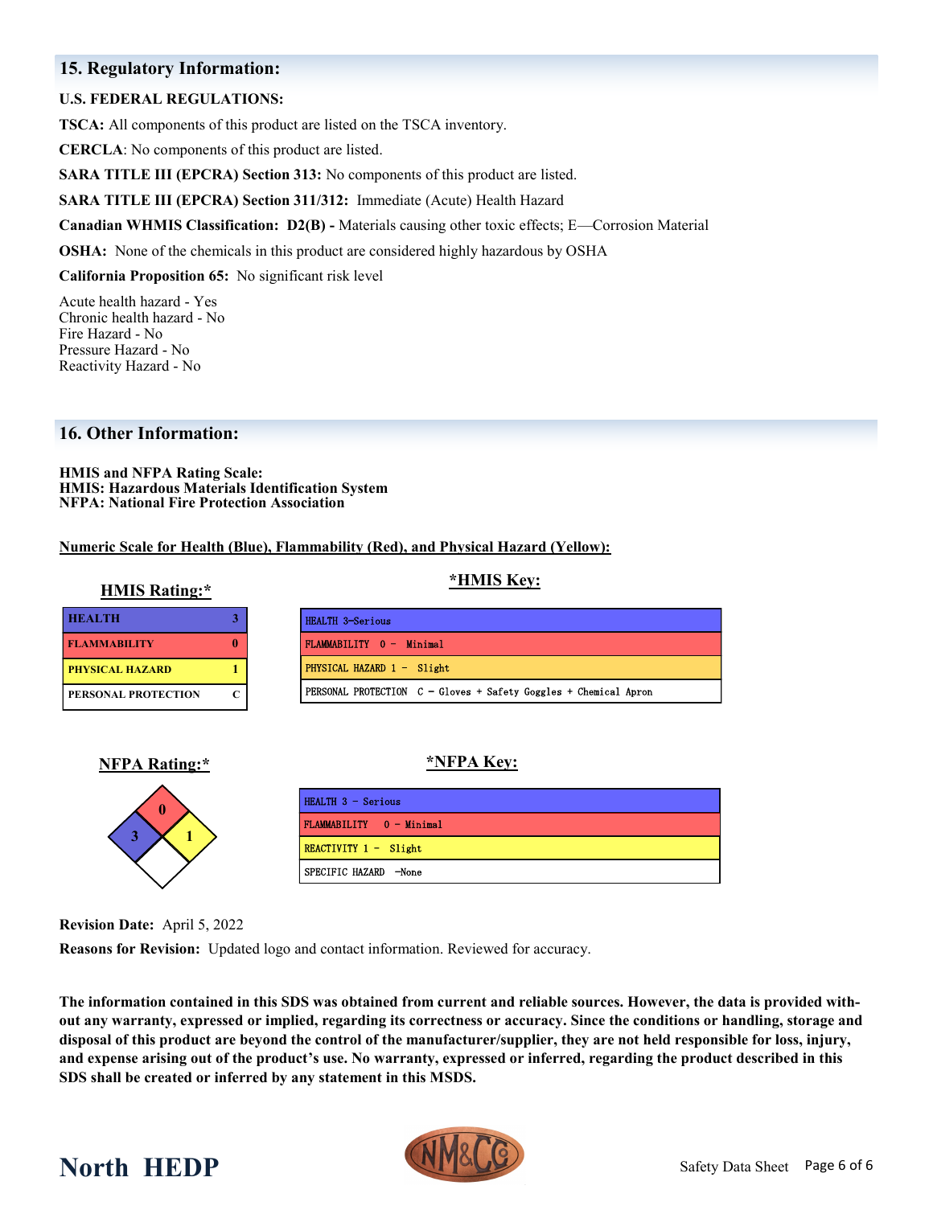## 15. Regulatory Information:

**U.S. FEDERAL REGULATIONS:**

**TSCA:** All components of this product are listed on the TSCA inventory.

**CERCLA**: No components of this product are listed.

**SARA TITLE III (EPCRA) Section 313:** No components of this product are listed.

**SARA TITLE III (EPCRA) Section 311/312:** Immediate (Acute) Health Hazard

**Canadian WHMIS Classification: D2(B) -** Materials causing other toxic effects; E—Corrosion Material

**OSHA:** None of the chemicals in this product are considered highly hazardous by OSHA

**California Proposition 65:** No significant risk level

Acute health hazard - Yes
Chronic health hazard - No
Fire Hazard - No
Pressure Hazard - No
Reactivity Hazard - No

## 16. Other Information:

**HMIS and NFPA Rating Scale:**
**HMIS: Hazardous Materials Identification System**
**NFPA: National Fire Protection Association**

**Numeric Scale for Health (Blue), Flammability (Red), and Physical Hazard (Yellow):**

**HMIS Rating:***

| | |
|---|---|
| HEALTH | 3 |
| FLAMMABILITY | 0 |
| PHYSICAL HAZARD | 1 |
| PERSONAL PROTECTION | C |

***HMIS Key:**

| |
|---|
| HEALTH 3-Serious |
| FLAMMABILITY 0 - Minimal |
| PHYSICAL HAZARD 1 - Slight |
| PERSONAL PROTECTION C - Gloves + Safety Goggles + Chemical Apron |

**NFPA Rating:***

0
3
1

***NFPA Key:**

| |
|---|
| HEALTH 3 - Serious |
| FLAMMABILITY 0 - Minimal |
| REACTIVITY 1 - Slight |
| SPECIFIC HAZARD -None |

**Revision Date:** April 5, 2022

**Reasons for Revision:** Updated logo and contact information. Reviewed for accuracy.

**The information contained in this SDS was obtained from current and reliable sources. However, the data is provided without any warranty, expressed or implied, regarding its correctness or accuracy. Since the conditions or handling, storage and disposal of this product are beyond the control of the manufacturer/supplier, they are not held responsible for loss, injury, and expense arising out of the product's use. No warranty, expressed or inferred, regarding the product described in this SDS shall be created or inferred by any statement in this MSDS.**